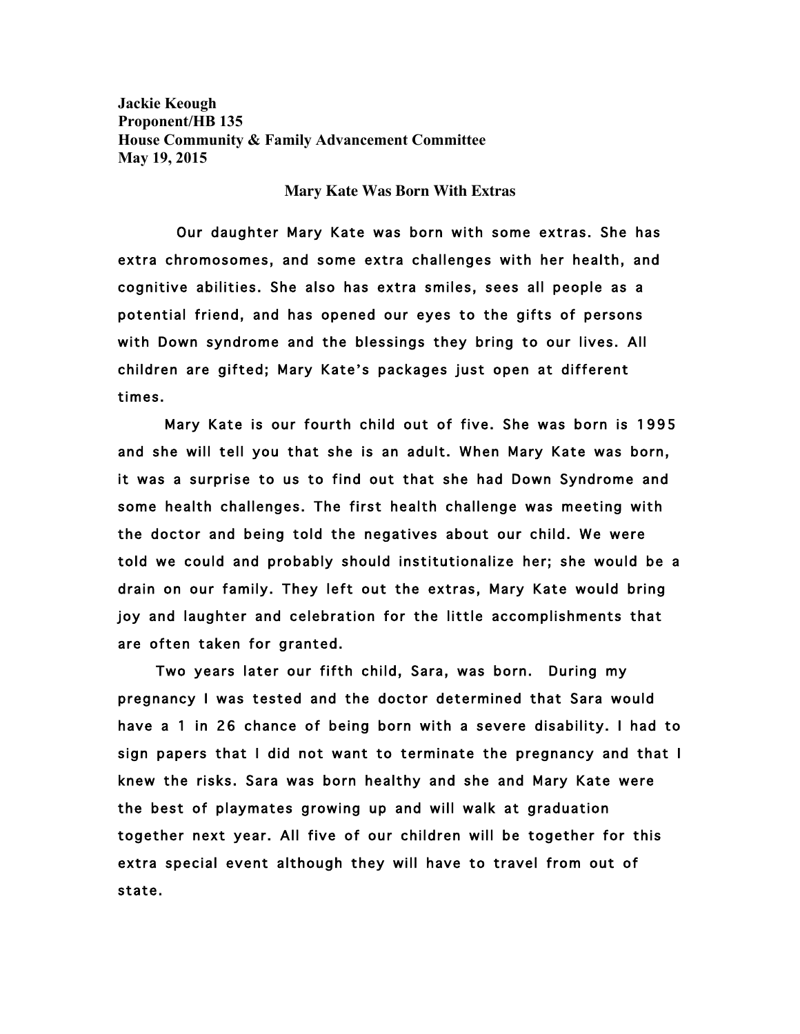**Jackie Keough**
**Proponent/HB 135**
**House Community & Family Advancement Committee**
**May 19, 2015**

**Mary Kate Was Born With Extras**

Our daughter Mary Kate was born with some extras. She has extra chromosomes, and some extra challenges with her health, and cognitive abilities. She also has extra smiles, sees all people as a potential friend, and has opened our eyes to the gifts of persons with Down syndrome and the blessings they bring to our lives. All children are gifted; Mary Kate's packages just open at different times.

Mary Kate is our fourth child out of five. She was born is 1995 and she will tell you that she is an adult. When Mary Kate was born, it was a surprise to us to find out that she had Down Syndrome and some health challenges. The first health challenge was meeting with the doctor and being told the negatives about our child. We were told we could and probably should institutionalize her; she would be a drain on our family. They left out the extras, Mary Kate would bring joy and laughter and celebration for the little accomplishments that are often taken for granted.

Two years later our fifth child, Sara, was born. During my pregnancy I was tested and the doctor determined that Sara would have a 1 in 26 chance of being born with a severe disability. I had to sign papers that I did not want to terminate the pregnancy and that I knew the risks. Sara was born healthy and she and Mary Kate were the best of playmates growing up and will walk at graduation together next year. All five of our children will be together for this extra special event although they will have to travel from out of state.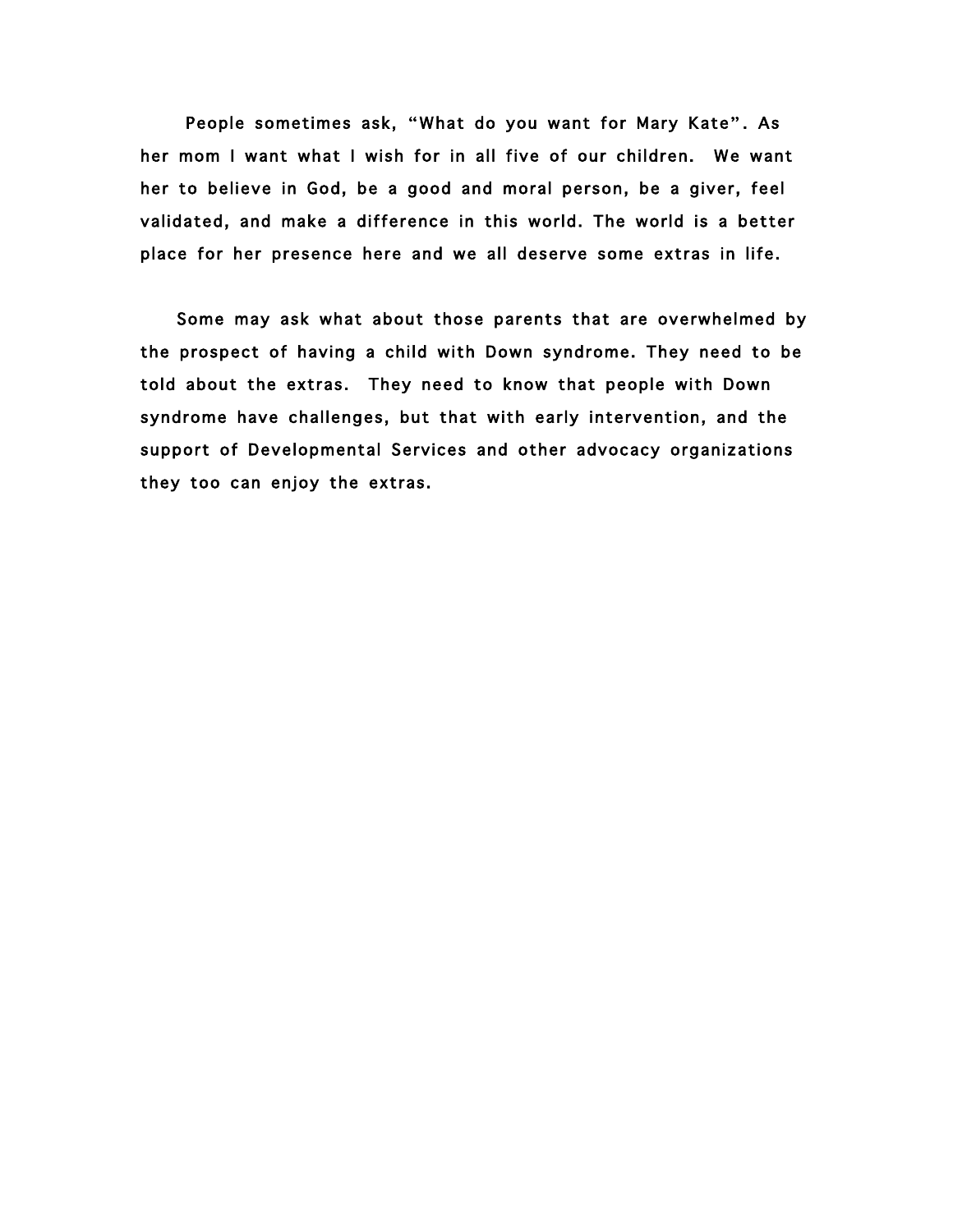People sometimes ask, “What do you want for Mary Kate”. As her mom I want what I wish for in all five of our children. We want her to believe in God, be a good and moral person, be a giver, feel validated, and make a difference in this world. The world is a better place for her presence here and we all deserve some extras in life.

Some may ask what about those parents that are overwhelmed by the prospect of having a child with Down syndrome. They need to be told about the extras. They need to know that people with Down syndrome have challenges, but that with early intervention, and the support of Developmental Services and other advocacy organizations they too can enjoy the extras.